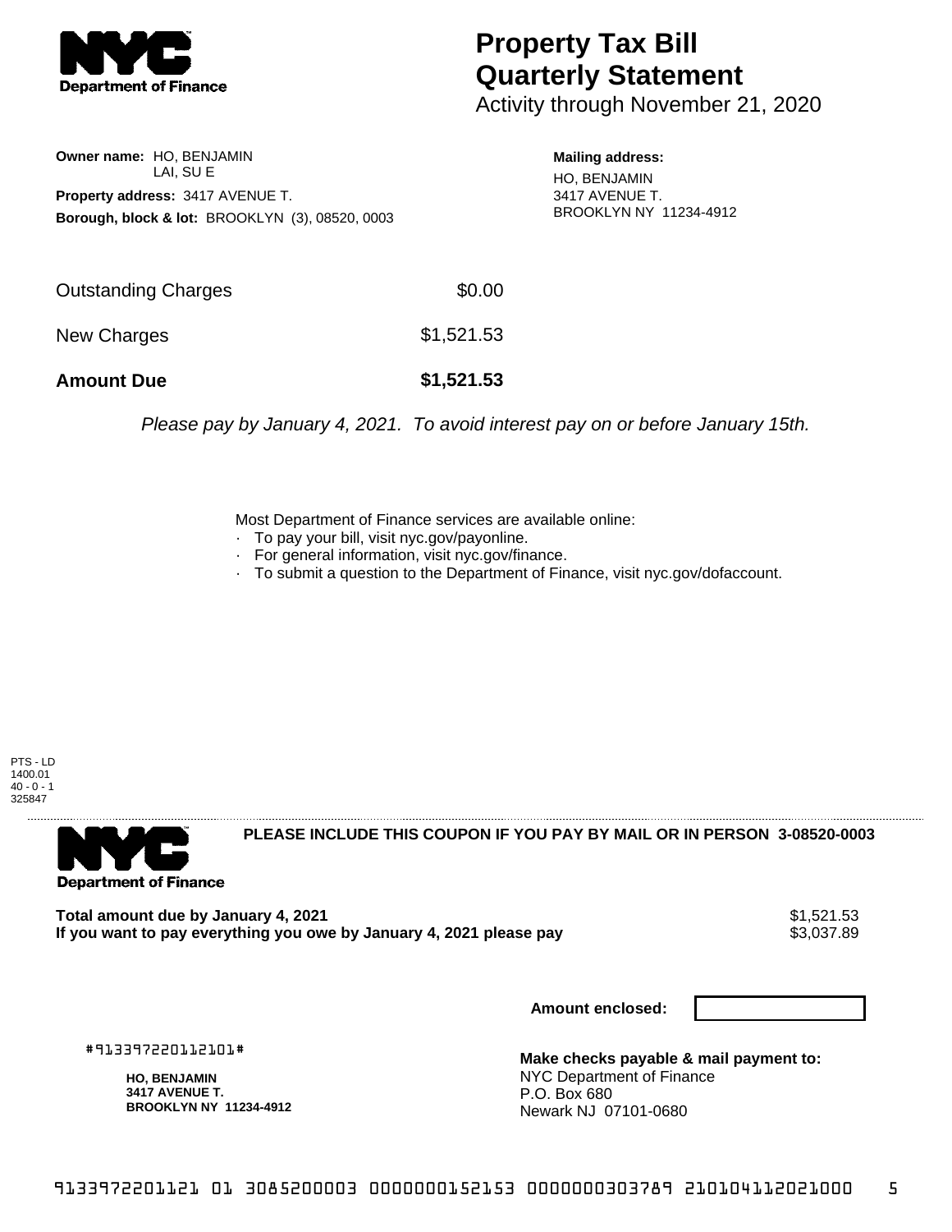**Department of Finance**

# Property Tax Bill Quarterly Statement

Activity through November 21, 2020

**Owner name:** HO, BENJAMIN
LAI, SU E

**Property address:** 3417 AVENUE T.

**Borough, block & lot:** BROOKLYN (3), 08520, 0003

**Mailing address:**
HO, BENJAMIN
3417 AVENUE T.
BROOKLYN NY 11234-4912

| | |
|---|---|
| Outstanding Charges | $0.00 |
| New Charges | $1,521.53 |
| **Amount Due** | **$1,521.53** |

*Please pay by January 4, 2021. To avoid interest pay on or before January 15th.*

Most Department of Finance services are available online:
- To pay your bill, visit nyc.gov/payonline.
- For general information, visit nyc.gov/finance.
- To submit a question to the Department of Finance, visit nyc.gov/dofaccount.

PTS - LD
1400.01
40 - 0 - 1
325847

---

**Department of Finance**

**PLEASE INCLUDE THIS COUPON IF YOU PAY BY MAIL OR IN PERSON 3-08520-0003**

| | |
|---|---|
| **Total amount due by January 4, 2021** | $1,521.53 |
| **If you want to pay everything you owe by January 4, 2021 please pay** | $3,037.89 |

**Amount enclosed:**

#913397220112101#

**HO, BENJAMIN**
**3417 AVENUE T.**
**BROOKLYN NY 11234-4912**

**Make checks payable & mail payment to:**
NYC Department of Finance
P.O. Box 680
Newark NJ 07101-0680

9133972201121 01 3085200003 0000000152153 0000000303789 210104112021000 5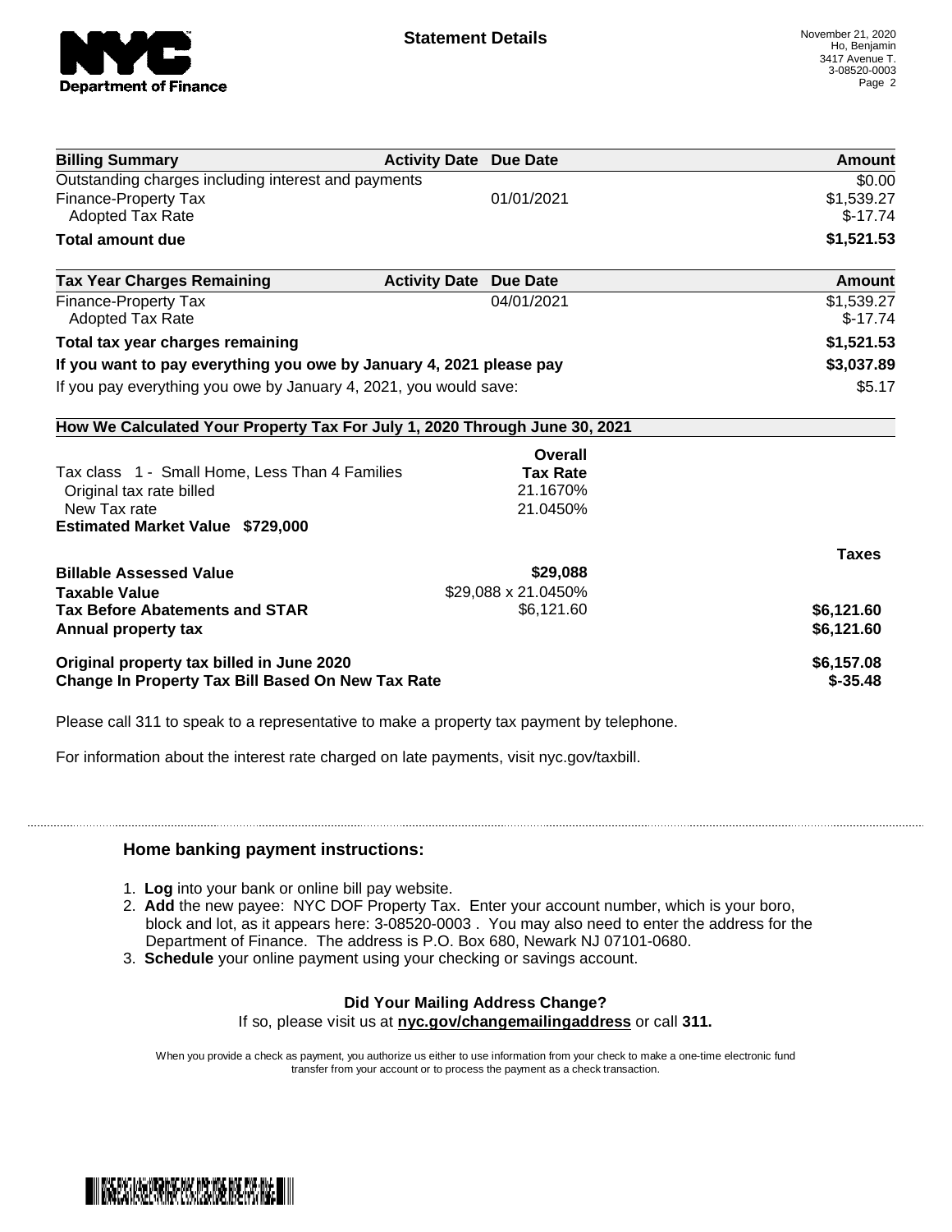**Statement Details**

November 21, 2020
Ho, Benjamin
3417 Avenue T.
3-08520-0003

| Billing Summary | Activity Date | Due Date | Amount |
|---|---|---|---|
| Outstanding charges including interest and payments | | | $0.00 |
| Finance-Property Tax | | 01/01/2021 | $1,539.27 |
| Adopted Tax Rate | | | $-17.74 |
| **Total amount due** | | | **$1,521.53** |

| Tax Year Charges Remaining | Activity Date | Due Date | Amount |
|---|---|---|---|
| Finance-Property Tax | | 04/01/2021 | $1,539.27 |
| Adopted Tax Rate | | | $-17.74 |
| **Total tax year charges remaining** | | | **$1,521.53** |
| **If you want to pay everything you owe by January 4, 2021 please pay** | | | **$3,037.89** |
| If you pay everything you owe by January 4, 2021, you would save: | | | $5.17 |

**How We Calculated Your Property Tax For July 1, 2020 Through June 30, 2021**

| | Overall Tax Rate | Taxes |
|---|---|---|
| Tax class 1 - Small Home, Less Than 4 Families | | |
| Original tax rate billed | 21.1670% | |
| New Tax rate | 21.0450% | |
| **Estimated Market Value $729,000** | | |
| **Billable Assessed Value** | **$29,088** | |
| **Taxable Value** | $29,088 x 21.0450% | |
| **Tax Before Abatements and STAR** | $6,121.60 | **$6,121.60** |
| **Annual property tax** | | **$6,121.60** |
| **Original property tax billed in June 2020** | | **$6,157.08** |
| **Change In Property Tax Bill Based On New Tax Rate** | | **$-35.48** |

Please call 311 to speak to a representative to make a property tax payment by telephone.

For information about the interest rate charged on late payments, visit nyc.gov/taxbill.

## Home banking payment instructions:

1. **Log** into your bank or online bill pay website.
2. **Add** the new payee: NYC DOF Property Tax. Enter your account number, which is your boro, block and lot, as it appears here: 3-08520-0003 . You may also need to enter the address for the Department of Finance. The address is P.O. Box 680, Newark NJ 07101-0680.
3. **Schedule** your online payment using your checking or savings account.

**Did Your Mailing Address Change?**
If so, please visit us at **nyc.gov/changemailingaddress** or call **311.**

When you provide a check as payment, you authorize us either to use information from your check to make a one-time electronic fund transfer from your account or to process the payment as a check transaction.